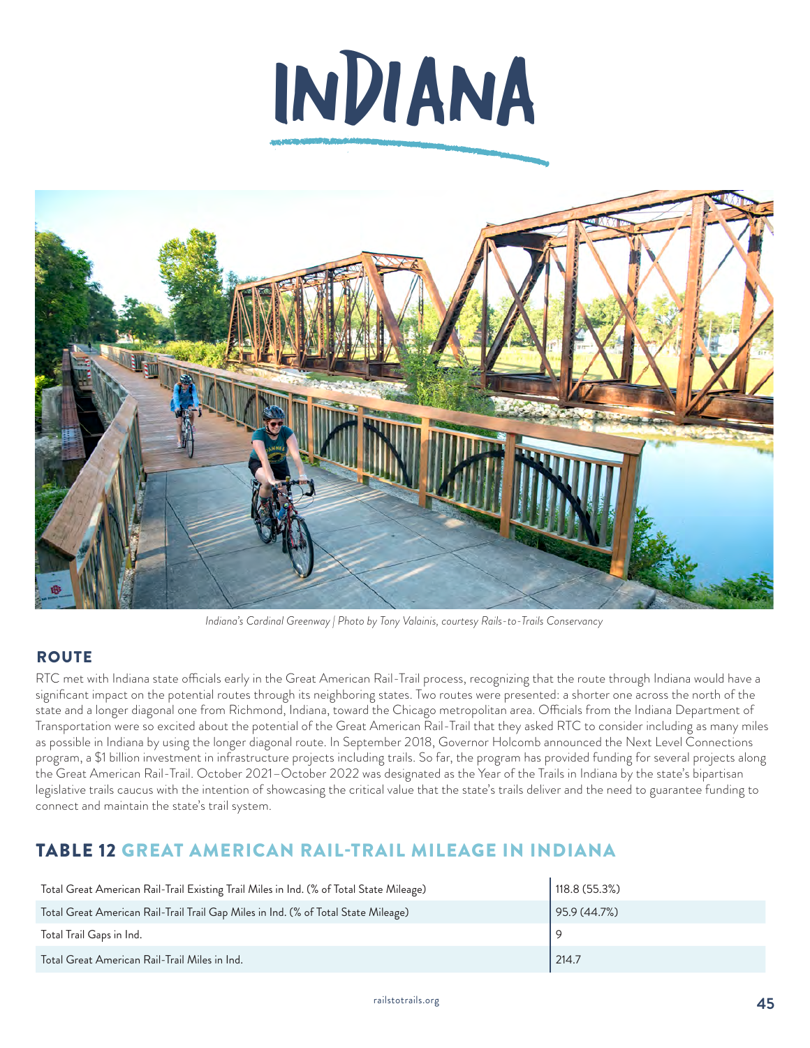# INDIANA

*Indiana's Cardinal Greenway | Photo by Tony Valainis, courtesy Rails-to-Trails Conservancy*

## ROUTE

RTC met with Indiana state officials early in the Great American Rail-Trail process, recognizing that the route through Indiana would have a significant impact on the potential routes through its neighboring states. Two routes were presented: a shorter one across the north of the state and a longer diagonal one from Richmond, Indiana, toward the Chicago metropolitan area. Officials from the Indiana Department of Transportation were so excited about the potential of the Great American Rail-Trail that they asked RTC to consider including as many miles as possible in Indiana by using the longer diagonal route. In September 2018, Governor Holcomb announced the Next Level Connections program, a $1 billion investment in infrastructure projects including trails. So far, the program has provided funding for several projects along the Great American Rail-Trail. October 2021–October 2022 was designated as the Year of the Trails in Indiana by the state's bipartisan legislative trails caucus with the intention of showcasing the critical value that the state's trails deliver and the need to guarantee funding to connect and maintain the state's trail system.

## TABLE 12 GREAT AMERICAN RAIL-TRAIL MILEAGE IN INDIANA

| | |
|---|---|
| Total Great American Rail-Trail Existing Trail Miles in Ind. (% of Total State Mileage) | 118.8 (55.3%) |
| Total Great American Rail-Trail Trail Gap Miles in Ind. (% of Total State Mileage) | 95.9 (44.7%) |
| Total Trail Gaps in Ind. | 9 |
| Total Great American Rail-Trail Miles in Ind. | 214.7 |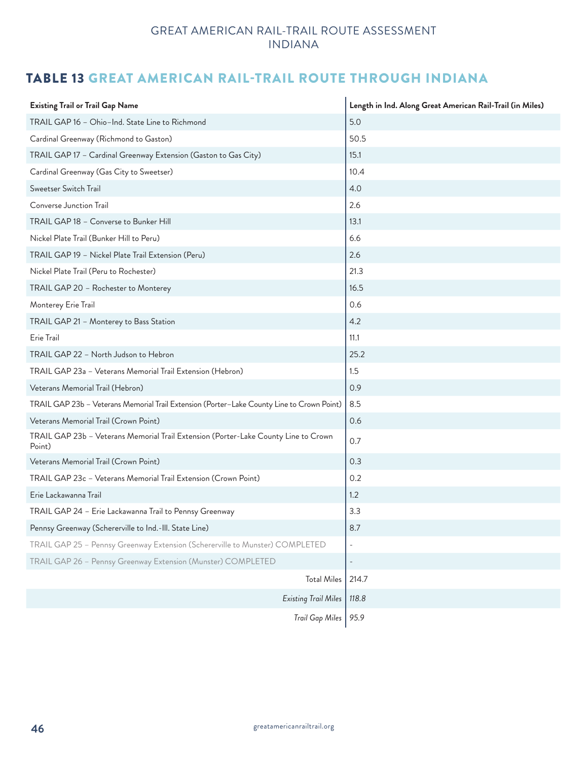## TABLE 13 GREAT AMERICAN RAIL-TRAIL ROUTE THROUGH INDIANA

| Existing Trail or Trail Gap Name | Length in Ind. Along Great American Rail-Trail (in Miles) |
|---|---|
| TRAIL GAP 16 – Ohio–Ind. State Line to Richmond | 5.0 |
| Cardinal Greenway (Richmond to Gaston) | 50.5 |
| TRAIL GAP 17 – Cardinal Greenway Extension (Gaston to Gas City) | 15.1 |
| Cardinal Greenway (Gas City to Sweetser) | 10.4 |
| Sweetser Switch Trail | 4.0 |
| Converse Junction Trail | 2.6 |
| TRAIL GAP 18 – Converse to Bunker Hill | 13.1 |
| Nickel Plate Trail (Bunker Hill to Peru) | 6.6 |
| TRAIL GAP 19 – Nickel Plate Trail Extension (Peru) | 2.6 |
| Nickel Plate Trail (Peru to Rochester) | 21.3 |
| TRAIL GAP 20 – Rochester to Monterey | 16.5 |
| Monterey Erie Trail | 0.6 |
| TRAIL GAP 21 – Monterey to Bass Station | 4.2 |
| Erie Trail | 11.1 |
| TRAIL GAP 22 – North Judson to Hebron | 25.2 |
| TRAIL GAP 23a – Veterans Memorial Trail Extension (Hebron) | 1.5 |
| Veterans Memorial Trail (Hebron) | 0.9 |
| TRAIL GAP 23b – Veterans Memorial Trail Extension (Porter–Lake County Line to Crown Point) | 8.5 |
| Veterans Memorial Trail (Crown Point) | 0.6 |
| TRAIL GAP 23b – Veterans Memorial Trail Extension (Porter-Lake County Line to Crown Point) | 0.7 |
| Veterans Memorial Trail (Crown Point) | 0.3 |
| TRAIL GAP 23c – Veterans Memorial Trail Extension (Crown Point) | 0.2 |
| Erie Lackawanna Trail | 1.2 |
| TRAIL GAP 24 – Erie Lackawanna Trail to Pennsy Greenway | 3.3 |
| Pennsy Greenway (Schererville to Ind.-Ill. State Line) | 8.7 |
| TRAIL GAP 25 – Pennsy Greenway Extension (Schererville to Munster) COMPLETED | - |
| TRAIL GAP 26 – Pennsy Greenway Extension (Munster) COMPLETED | - |
| Total Miles | 214.7 |
| *Existing Trail Miles* | *118.8* |
| *Trail Gap Miles* | *95.9* |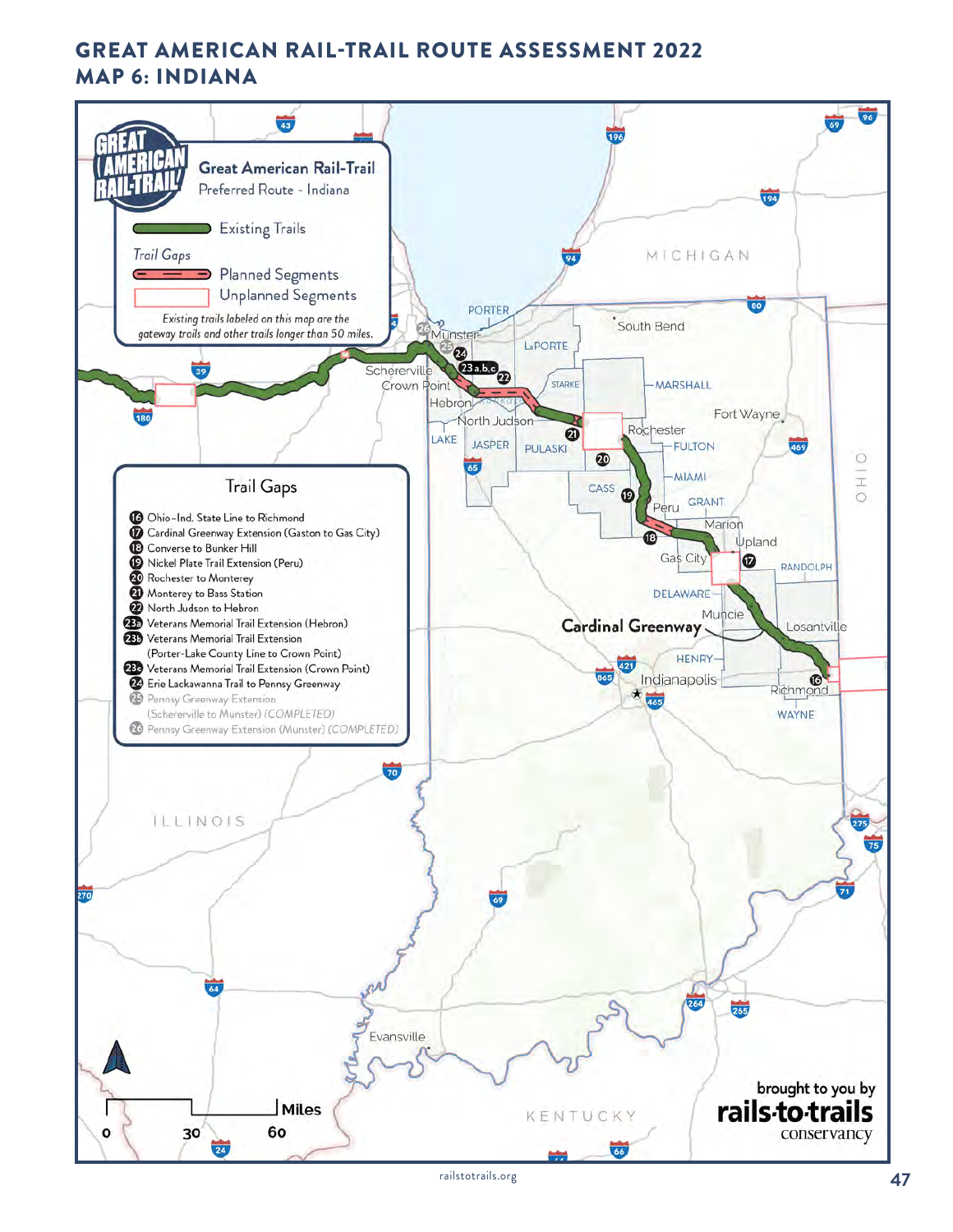# GREAT AMERICAN RAIL-TRAIL ROUTE ASSESSMENT 2022
## MAP 6: INDIANA

**Great American Rail-Trail**
Preferred Route - Indiana

- Existing Trails

*Trail Gaps*

- Planned Segments
- Unplanned Segments

*Existing trails labeled on this map are the gateway trails and other trails longer than 50 miles.*

### Trail Gaps

- 16 Ohio–Ind. State Line to Richmond
- 17 Cardinal Greenway Extension (Gaston to Gas City)
- 18 Converse to Bunker Hill
- 19 Nickel Plate Trail Extension (Peru)
- 20 Rochester to Monterey
- 21 Monterey to Bass Station
- 22 North Judson to Hebron
- 23a Veterans Memorial Trail Extension (Hebron)
- 23b Veterans Memorial Trail Extension (Porter-Lake County Line to Crown Point)
- 23c Veterans Memorial Trail Extension (Crown Point)
- 24 Erie Lackawanna Trail to Pennsy Greenway
- 25 Pennsy Greenway Extension (Schererville to Munster) (COMPLETED)
- 26 Pennsy Greenway Extension (Munster) (COMPLETED)

Cardinal Greenway

brought to you by rails-to-trails conservancy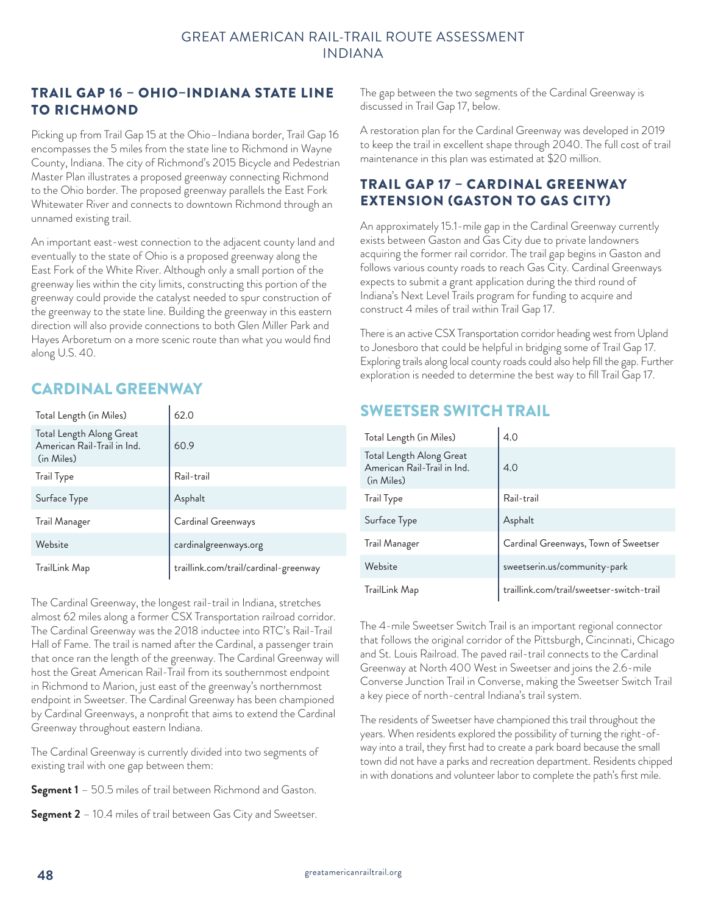## TRAIL GAP 16 – OHIO–INDIANA STATE LINE TO RICHMOND

Picking up from Trail Gap 15 at the Ohio–Indiana border, Trail Gap 16 encompasses the 5 miles from the state line to Richmond in Wayne County, Indiana. The city of Richmond's 2015 Bicycle and Pedestrian Master Plan illustrates a proposed greenway connecting Richmond to the Ohio border. The proposed greenway parallels the East Fork Whitewater River and connects to downtown Richmond through an unnamed existing trail.

An important east-west connection to the adjacent county land and eventually to the state of Ohio is a proposed greenway along the East Fork of the White River. Although only a small portion of the greenway lies within the city limits, constructing this portion of the greenway could provide the catalyst needed to spur construction of the greenway to the state line. Building the greenway in this eastern direction will also provide connections to both Glen Miller Park and Hayes Arboretum on a more scenic route than what you would find along U.S. 40.

## CARDINAL GREENWAY

| | |
|---|---|
| Total Length (in Miles) | 62.0 |
| Total Length Along Great American Rail-Trail in Ind. (in Miles) | 60.9 |
| Trail Type | Rail-trail |
| Surface Type | Asphalt |
| Trail Manager | Cardinal Greenways |
| Website | cardinalgreenways.org |
| TrailLink Map | traillink.com/trail/cardinal-greenway |

The Cardinal Greenway, the longest rail-trail in Indiana, stretches almost 62 miles along a former CSX Transportation railroad corridor. The Cardinal Greenway was the 2018 inductee into RTC's Rail-Trail Hall of Fame. The trail is named after the Cardinal, a passenger train that once ran the length of the greenway. The Cardinal Greenway will host the Great American Rail-Trail from its southernmost endpoint in Richmond to Marion, just east of the greenway's northernmost endpoint in Sweetser. The Cardinal Greenway has been championed by Cardinal Greenways, a nonprofit that aims to extend the Cardinal Greenway throughout eastern Indiana.

The Cardinal Greenway is currently divided into two segments of existing trail with one gap between them:

**Segment 1** – 50.5 miles of trail between Richmond and Gaston.

**Segment 2** – 10.4 miles of trail between Gas City and Sweetser.

The gap between the two segments of the Cardinal Greenway is discussed in Trail Gap 17, below.

A restoration plan for the Cardinal Greenway was developed in 2019 to keep the trail in excellent shape through 2040. The full cost of trail maintenance in this plan was estimated at $20 million.

## TRAIL GAP 17 – CARDINAL GREENWAY EXTENSION (GASTON TO GAS CITY)

An approximately 15.1-mile gap in the Cardinal Greenway currently exists between Gaston and Gas City due to private landowners acquiring the former rail corridor. The trail gap begins in Gaston and follows various county roads to reach Gas City. Cardinal Greenways expects to submit a grant application during the third round of Indiana's Next Level Trails program for funding to acquire and construct 4 miles of trail within Trail Gap 17.

There is an active CSX Transportation corridor heading west from Upland to Jonesboro that could be helpful in bridging some of Trail Gap 17. Exploring trails along local county roads could also help fill the gap. Further exploration is needed to determine the best way to fill Trail Gap 17.

## SWEETSER SWITCH TRAIL

| | |
|---|---|
| Total Length (in Miles) | 4.0 |
| Total Length Along Great American Rail-Trail in Ind. (in Miles) | 4.0 |
| Trail Type | Rail-trail |
| Surface Type | Asphalt |
| Trail Manager | Cardinal Greenways, Town of Sweetser |
| Website | sweetserin.us/community-park |
| TrailLink Map | traillink.com/trail/sweetser-switch-trail |

The 4-mile Sweetser Switch Trail is an important regional connector that follows the original corridor of the Pittsburgh, Cincinnati, Chicago and St. Louis Railroad. The paved rail-trail connects to the Cardinal Greenway at North 400 West in Sweetser and joins the 2.6-mile Converse Junction Trail in Converse, making the Sweetser Switch Trail a key piece of north-central Indiana's trail system.

The residents of Sweetser have championed this trail throughout the years. When residents explored the possibility of turning the right-of-way into a trail, they first had to create a park board because the small town did not have a parks and recreation department. Residents chipped in with donations and volunteer labor to complete the path's first mile.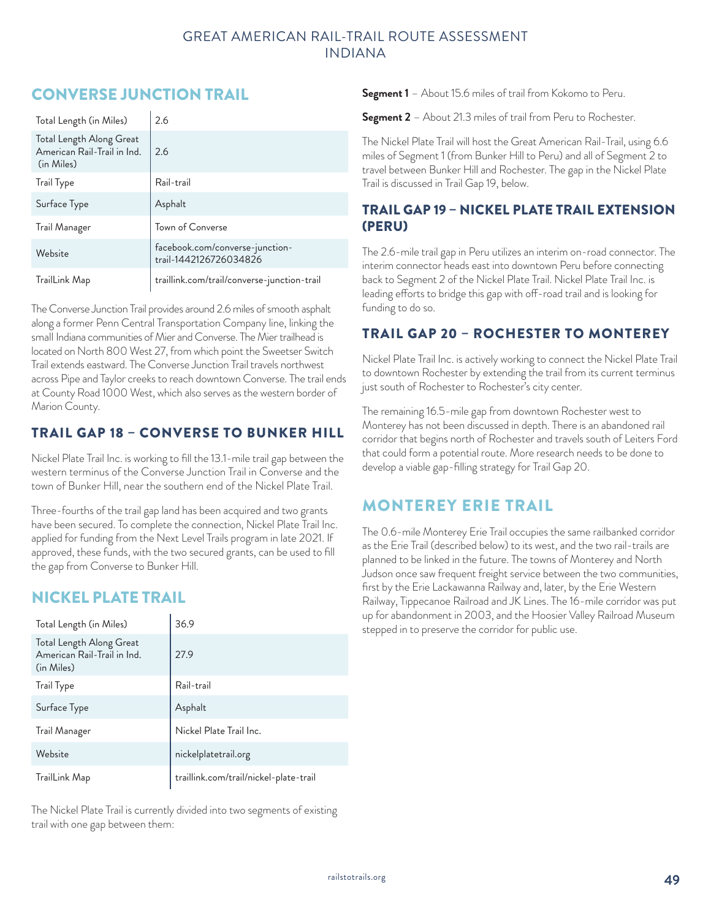## CONVERSE JUNCTION TRAIL

| Total Length (in Miles) | 2.6 |
|---|---|
| Total Length Along Great American Rail-Trail in Ind. (in Miles) | 2.6 |
| Trail Type | Rail-trail |
| Surface Type | Asphalt |
| Trail Manager | Town of Converse |
| Website | facebook.com/converse-junction-trail-1442126726034826 |
| TrailLink Map | traillink.com/trail/converse-junction-trail |

The Converse Junction Trail provides around 2.6 miles of smooth asphalt along a former Penn Central Transportation Company line, linking the small Indiana communities of Mier and Converse. The Mier trailhead is located on North 800 West 27, from which point the Sweetser Switch Trail extends eastward. The Converse Junction Trail travels northwest across Pipe and Taylor creeks to reach downtown Converse. The trail ends at County Road 1000 West, which also serves as the western border of Marion County.

### TRAIL GAP 18 – CONVERSE TO BUNKER HILL

Nickel Plate Trail Inc. is working to fill the 13.1-mile trail gap between the western terminus of the Converse Junction Trail in Converse and the town of Bunker Hill, near the southern end of the Nickel Plate Trail.

Three-fourths of the trail gap land has been acquired and two grants have been secured. To complete the connection, Nickel Plate Trail Inc. applied for funding from the Next Level Trails program in late 2021. If approved, these funds, with the two secured grants, can be used to fill the gap from Converse to Bunker Hill.

## NICKEL PLATE TRAIL

| Total Length (in Miles) | 36.9 |
|---|---|
| Total Length Along Great American Rail-Trail in Ind. (in Miles) | 27.9 |
| Trail Type | Rail-trail |
| Surface Type | Asphalt |
| Trail Manager | Nickel Plate Trail Inc. |
| Website | nickelplatetrail.org |
| TrailLink Map | traillink.com/trail/nickel-plate-trail |

The Nickel Plate Trail is currently divided into two segments of existing trail with one gap between them:

**Segment 1** – About 15.6 miles of trail from Kokomo to Peru.

**Segment 2** – About 21.3 miles of trail from Peru to Rochester.

The Nickel Plate Trail will host the Great American Rail-Trail, using 6.6 miles of Segment 1 (from Bunker Hill to Peru) and all of Segment 2 to travel between Bunker Hill and Rochester. The gap in the Nickel Plate Trail is discussed in Trail Gap 19, below.

### TRAIL GAP 19 – NICKEL PLATE TRAIL EXTENSION (PERU)

The 2.6-mile trail gap in Peru utilizes an interim on-road connector. The interim connector heads east into downtown Peru before connecting back to Segment 2 of the Nickel Plate Trail. Nickel Plate Trail Inc. is leading efforts to bridge this gap with off-road trail and is looking for funding to do so.

### TRAIL GAP 20 – ROCHESTER TO MONTEREY

Nickel Plate Trail Inc. is actively working to connect the Nickel Plate Trail to downtown Rochester by extending the trail from its current terminus just south of Rochester to Rochester's city center.

The remaining 16.5-mile gap from downtown Rochester west to Monterey has not been discussed in depth. There is an abandoned rail corridor that begins north of Rochester and travels south of Leiters Ford that could form a potential route. More research needs to be done to develop a viable gap-filling strategy for Trail Gap 20.

## MONTEREY ERIE TRAIL

The 0.6-mile Monterey Erie Trail occupies the same railbanked corridor as the Erie Trail (described below) to its west, and the two rail-trails are planned to be linked in the future. The towns of Monterey and North Judson once saw frequent freight service between the two communities, first by the Erie Lackawanna Railway and, later, by the Erie Western Railway, Tippecanoe Railroad and JK Lines. The 16-mile corridor was put up for abandonment in 2003, and the Hoosier Valley Railroad Museum stepped in to preserve the corridor for public use.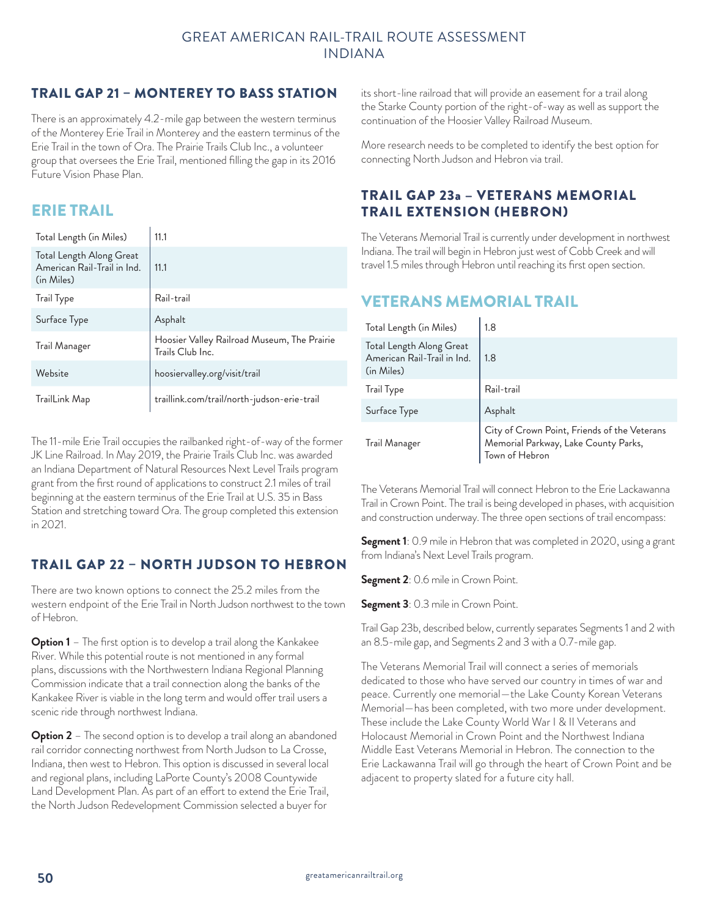## TRAIL GAP 21 – MONTEREY TO BASS STATION

There is an approximately 4.2-mile gap between the western terminus of the Monterey Erie Trail in Monterey and the eastern terminus of the Erie Trail in the town of Ora. The Prairie Trails Club Inc., a volunteer group that oversees the Erie Trail, mentioned filling the gap in its 2016 Future Vision Phase Plan.

## ERIE TRAIL

| | |
|---|---|
| Total Length (in Miles) | 11.1 |
| Total Length Along Great American Rail-Trail in Ind. (in Miles) | 11.1 |
| Trail Type | Rail-trail |
| Surface Type | Asphalt |
| Trail Manager | Hoosier Valley Railroad Museum, The Prairie Trails Club Inc. |
| Website | hoosiervalley.org/visit/trail |
| TrailLink Map | traillink.com/trail/north-judson-erie-trail |

The 11-mile Erie Trail occupies the railbanked right-of-way of the former JK Line Railroad. In May 2019, the Prairie Trails Club Inc. was awarded an Indiana Department of Natural Resources Next Level Trails program grant from the first round of applications to construct 2.1 miles of trail beginning at the eastern terminus of the Erie Trail at U.S. 35 in Bass Station and stretching toward Ora. The group completed this extension in 2021.

## TRAIL GAP 22 – NORTH JUDSON TO HEBRON

There are two known options to connect the 25.2 miles from the western endpoint of the Erie Trail in North Judson northwest to the town of Hebron.

**Option 1** – The first option is to develop a trail along the Kankakee River. While this potential route is not mentioned in any formal plans, discussions with the Northwestern Indiana Regional Planning Commission indicate that a trail connection along the banks of the Kankakee River is viable in the long term and would offer trail users a scenic ride through northwest Indiana.

**Option 2** – The second option is to develop a trail along an abandoned rail corridor connecting northwest from North Judson to La Crosse, Indiana, then west to Hebron. This option is discussed in several local and regional plans, including LaPorte County's 2008 Countywide Land Development Plan. As part of an effort to extend the Erie Trail, the North Judson Redevelopment Commission selected a buyer for its short-line railroad that will provide an easement for a trail along the Starke County portion of the right-of-way as well as support the continuation of the Hoosier Valley Railroad Museum.

More research needs to be completed to identify the best option for connecting North Judson and Hebron via trail.

## TRAIL GAP 23a – VETERANS MEMORIAL TRAIL EXTENSION (HEBRON)

The Veterans Memorial Trail is currently under development in northwest Indiana. The trail will begin in Hebron just west of Cobb Creek and will travel 1.5 miles through Hebron until reaching its first open section.

## VETERANS MEMORIAL TRAIL

| | |
|---|---|
| Total Length (in Miles) | 1.8 |
| Total Length Along Great American Rail-Trail in Ind. (in Miles) | 1.8 |
| Trail Type | Rail-trail |
| Surface Type | Asphalt |
| Trail Manager | City of Crown Point, Friends of the Veterans Memorial Parkway, Lake County Parks, Town of Hebron |

The Veterans Memorial Trail will connect Hebron to the Erie Lackawanna Trail in Crown Point. The trail is being developed in phases, with acquisition and construction underway. The three open sections of trail encompass:

**Segment 1**: 0.9 mile in Hebron that was completed in 2020, using a grant from Indiana's Next Level Trails program.

**Segment 2**: 0.6 mile in Crown Point.

**Segment 3**: 0.3 mile in Crown Point.

Trail Gap 23b, described below, currently separates Segments 1 and 2 with an 8.5-mile gap, and Segments 2 and 3 with a 0.7-mile gap.

The Veterans Memorial Trail will connect a series of memorials dedicated to those who have served our country in times of war and peace. Currently one memorial—the Lake County Korean Veterans Memorial—has been completed, with two more under development. These include the Lake County World War I & II Veterans and Holocaust Memorial in Crown Point and the Northwest Indiana Middle East Veterans Memorial in Hebron. The connection to the Erie Lackawanna Trail will go through the heart of Crown Point and be adjacent to property slated for a future city hall.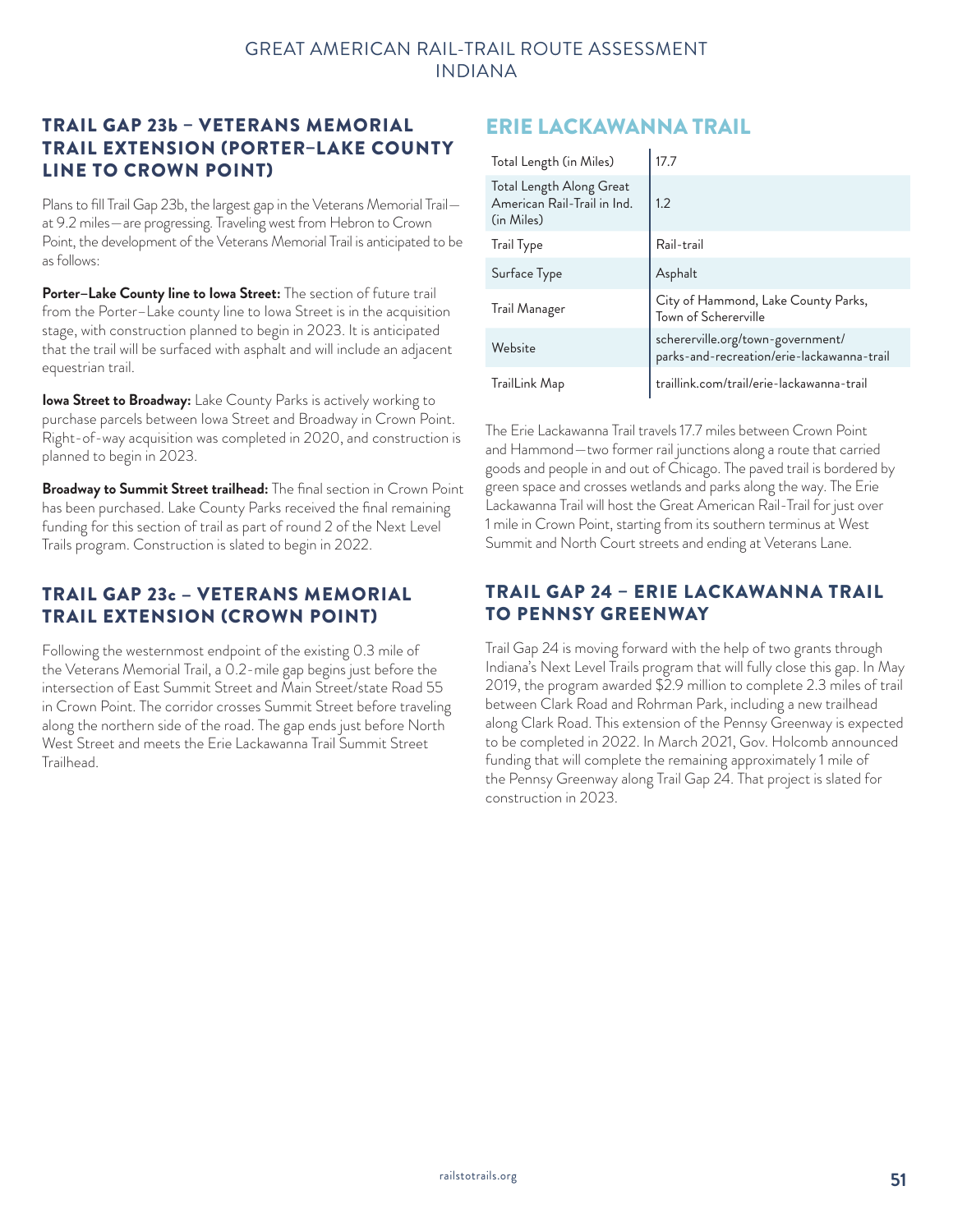## TRAIL GAP 23b – VETERANS MEMORIAL TRAIL EXTENSION (PORTER–LAKE COUNTY LINE TO CROWN POINT)

Plans to fill Trail Gap 23b, the largest gap in the Veterans Memorial Trail—at 9.2 miles—are progressing. Traveling west from Hebron to Crown Point, the development of the Veterans Memorial Trail is anticipated to be as follows:

**Porter–Lake County line to Iowa Street:** The section of future trail from the Porter–Lake county line to Iowa Street is in the acquisition stage, with construction planned to begin in 2023. It is anticipated that the trail will be surfaced with asphalt and will include an adjacent equestrian trail.

**Iowa Street to Broadway:** Lake County Parks is actively working to purchase parcels between Iowa Street and Broadway in Crown Point. Right-of-way acquisition was completed in 2020, and construction is planned to begin in 2023.

**Broadway to Summit Street trailhead:** The final section in Crown Point has been purchased. Lake County Parks received the final remaining funding for this section of trail as part of round 2 of the Next Level Trails program. Construction is slated to begin in 2022.

## TRAIL GAP 23c – VETERANS MEMORIAL TRAIL EXTENSION (CROWN POINT)

Following the westernmost endpoint of the existing 0.3 mile of the Veterans Memorial Trail, a 0.2-mile gap begins just before the intersection of East Summit Street and Main Street/state Road 55 in Crown Point. The corridor crosses Summit Street before traveling along the northern side of the road. The gap ends just before North West Street and meets the Erie Lackawanna Trail Summit Street Trailhead.

# ERIE LACKAWANNA TRAIL

| | |
|---|---|
| Total Length (in Miles) | 17.7 |
| Total Length Along Great American Rail-Trail in Ind. (in Miles) | 1.2 |
| Trail Type | Rail-trail |
| Surface Type | Asphalt |
| Trail Manager | City of Hammond, Lake County Parks, Town of Schererville |
| Website | schererville.org/town-government/parks-and-recreation/erie-lackawanna-trail |
| TrailLink Map | traillink.com/trail/erie-lackawanna-trail |

The Erie Lackawanna Trail travels 17.7 miles between Crown Point and Hammond—two former rail junctions along a route that carried goods and people in and out of Chicago. The paved trail is bordered by green space and crosses wetlands and parks along the way. The Erie Lackawanna Trail will host the Great American Rail-Trail for just over 1 mile in Crown Point, starting from its southern terminus at West Summit and North Court streets and ending at Veterans Lane.

## TRAIL GAP 24 – ERIE LACKAWANNA TRAIL TO PENNSY GREENWAY

Trail Gap 24 is moving forward with the help of two grants through Indiana's Next Level Trails program that will fully close this gap. In May 2019, the program awarded $2.9 million to complete 2.3 miles of trail between Clark Road and Rohrman Park, including a new trailhead along Clark Road. This extension of the Pennsy Greenway is expected to be completed in 2022. In March 2021, Gov. Holcomb announced funding that will complete the remaining approximately 1 mile of the Pennsy Greenway along Trail Gap 24. That project is slated for construction in 2023.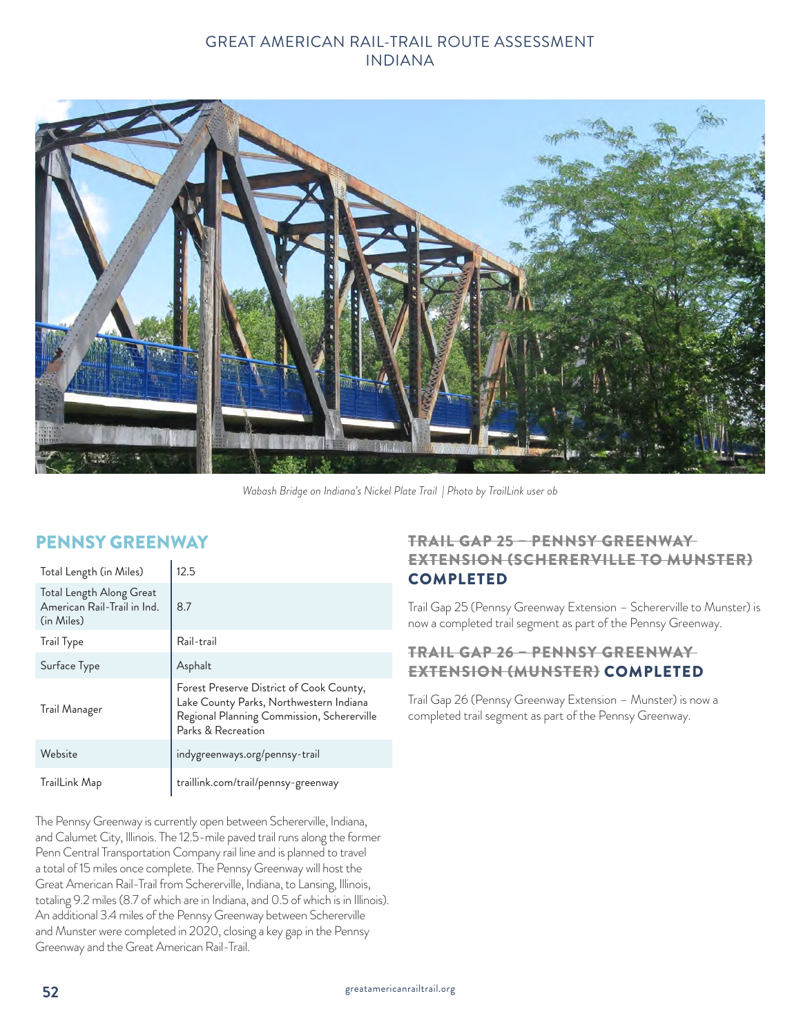*Wabash Bridge on Indiana's Nickel Plate Trail | Photo by TrailLink user ob*

## PENNSY GREENWAY

| | |
|---|---|
| Total Length (in Miles) | 12.5 |
| Total Length Along Great American Rail-Trail in Ind. (in Miles) | 8.7 |
| Trail Type | Rail-trail |
| Surface Type | Asphalt |
| Trail Manager | Forest Preserve District of Cook County, Lake County Parks, Northwestern Indiana Regional Planning Commission, Schererville Parks & Recreation |
| Website | indygreenways.org/pennsy-trail |
| TrailLink Map | traillink.com/trail/pennsy-greenway |

The Pennsy Greenway is currently open between Schererville, Indiana, and Calumet City, Illinois. The 12.5-mile paved trail runs along the former Penn Central Transportation Company rail line and is planned to travel a total of 15 miles once complete. The Pennsy Greenway will host the Great American Rail-Trail from Schererville, Indiana, to Lansing, Illinois, totaling 9.2 miles (8.7 of which are in Indiana, and 0.5 of which is in Illinois). An additional 3.4 miles of the Pennsy Greenway between Schererville and Munster were completed in 2020, closing a key gap in the Pennsy Greenway and the Great American Rail-Trail.

### ~~TRAIL GAP 25 – PENNSY GREENWAY EXTENSION (SCHERERVILLE TO MUNSTER)~~ COMPLETED

Trail Gap 25 (Pennsy Greenway Extension – Schererville to Munster) is now a completed trail segment as part of the Pennsy Greenway.

### ~~TRAIL GAP 26 – PENNSY GREENWAY EXTENSION (MUNSTER)~~ COMPLETED

Trail Gap 26 (Pennsy Greenway Extension – Munster) is now a completed trail segment as part of the Pennsy Greenway.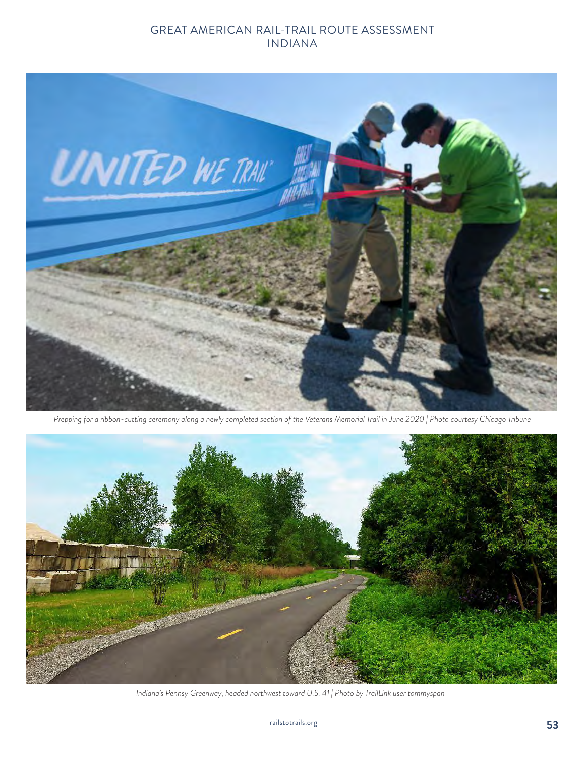Prepping for a ribbon-cutting ceremony along a newly completed section of the Veterans Memorial Trail in June 2020 | Photo courtesy Chicago Tribune

Indiana's Pennsy Greenway, headed northwest toward U.S. 41 | Photo by TrailLink user tommyspan